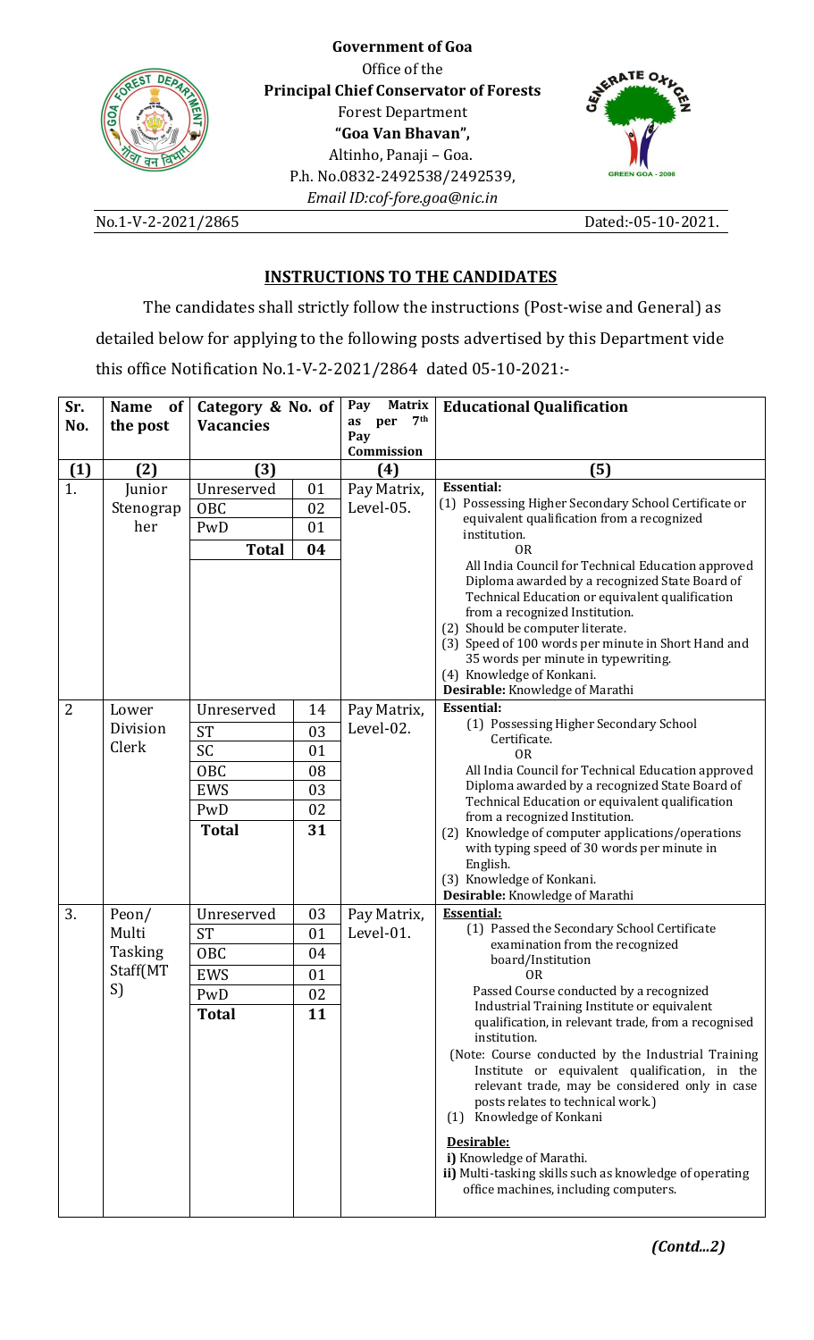**Government of Goa**

Office of the

**Principal Chief Conservator of Forests**

Forest Department

**"Goa Van Bhavan",**

Altinho, Panaji – Goa.

P.h. No.0832-2492538/2492539,

*Email ID:cof-fore.goa@nic.in*

No.1-V-2-2021/2865 Dated:-05-10-2021.

## INSTRUCTIONS TO THE CANDIDATES

The candidates shall strictly follow the instructions (Post-wise and General) as detailed below for applying to the following posts advertised by this Department vide this office Notification No.1-V-2-2021/2864 dated 05-10-2021:-

| Sr. No. | Name of the post | Category & No. of Vacancies | | Pay Matrix as per 7th Pay Commission | Educational Qualification |
|---|---|---|---|---|---|
| (1) | (2) | (3) | | (4) | (5) |
| 1. | Junior Stenographer | Unreserved | 01 | Pay Matrix, Level-05. | **Essential:** (1) Possessing Higher Secondary School Certificate or equivalent qualification from a recognized institution. OR All India Council for Technical Education approved Diploma awarded by a recognized State Board of Technical Education or equivalent qualification from a recognized Institution. (2) Should be computer literate. (3) Speed of 100 words per minute in Short Hand and 35 words per minute in typewriting. (4) Knowledge of Konkani. **Desirable:** Knowledge of Marathi |
| | | OBC | 02 | | |
| | | PwD | 01 | | |
| | | **Total** | **04** | | |
| 2 | Lower Division Clerk | Unreserved | 14 | Pay Matrix, Level-02. | **Essential:** (1) Possessing Higher Secondary School Certificate. OR All India Council for Technical Education approved Diploma awarded by a recognized State Board of Technical Education or equivalent qualification from a recognized Institution. (2) Knowledge of computer applications/operations with typing speed of 30 words per minute in English. (3) Knowledge of Konkani. **Desirable:** Knowledge of Marathi |
| | | ST | 03 | | |
| | | SC | 01 | | |
| | | OBC | 08 | | |
| | | EWS | 03 | | |
| | | PwD | 02 | | |
| | | **Total** | **31** | | |
| 3. | Peon/ Multi Tasking Staff(MTS) | Unreserved | 03 | Pay Matrix, Level-01. | **Essential:** (1) Passed the Secondary School Certificate examination from the recognized board/Institution OR Passed Course conducted by a recognized Industrial Training Institute or equivalent qualification, in relevant trade, from a recognised institution. (Note: Course conducted by the Industrial Training Institute or equivalent qualification, in the relevant trade, may be considered only in case posts relates to technical work.) (1) Knowledge of Konkani **Desirable:** i) Knowledge of Marathi. ii) Multi-tasking skills such as knowledge of operating office machines, including computers. |
| | | ST | 01 | | |
| | | OBC | 04 | | |
| | | EWS | 01 | | |
| | | PwD | 02 | | |
| | | **Total** | **11** | | |

*(Contd...2)*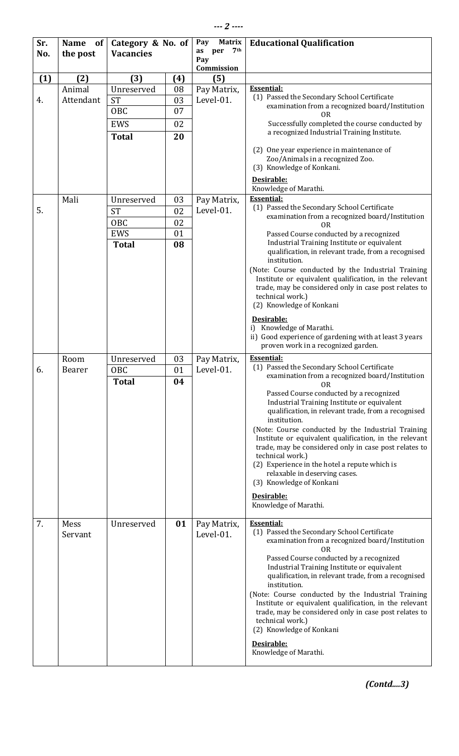| Sr. No. | Name of the post | Category & No. of Vacancies | | Pay Matrix as per 7th Pay Commission | Educational Qualification |
|---|---|---|---|---|---|
| (1) | (2) | (3) | (4) | (5) | |
| 4. | Animal Attendant | Unreserved<br>ST<br>OBC<br>EWS<br>**Total** | 08<br>03<br>07<br>02<br>**20** | Pay Matrix, Level-01. | **Essential:**<br>(1) Passed the Secondary School Certificate examination from a recognized board/Institution<br>OR<br>Successfully completed the course conducted by a recognized Industrial Training Institute.<br>(2) One year experience in maintenance of Zoo/Animals in a recognized Zoo.<br>(3) Knowledge of Konkani.<br>**Desirable:**<br>Knowledge of Marathi. |
| 5. | Mali | Unreserved<br>ST<br>OBC<br>EWS<br>**Total** | 03<br>02<br>02<br>01<br>**08** | Pay Matrix, Level-01. | **Essential:**<br>(1) Passed the Secondary School Certificate examination from a recognized board/Institution<br>OR<br>Passed Course conducted by a recognized Industrial Training Institute or equivalent qualification, in relevant trade, from a recognised institution.<br>(Note: Course conducted by the Industrial Training Institute or equivalent qualification, in the relevant trade, may be considered only in case post relates to technical work.)<br>(2) Knowledge of Konkani<br>**Desirable:**<br>i) Knowledge of Marathi.<br>ii) Good experience of gardening with at least 3 years proven work in a recognized garden. |
| 6. | Room Bearer | Unreserved<br>OBC<br>**Total** | 03<br>01<br>**04** | Pay Matrix, Level-01. | **Essential:**<br>(1) Passed the Secondary School Certificate examination from a recognized board/Institution<br>OR<br>Passed Course conducted by a recognized Industrial Training Institute or equivalent qualification, in relevant trade, from a recognised institution.<br>(Note: Course conducted by the Industrial Training Institute or equivalent qualification, in the relevant trade, may be considered only in case post relates to technical work.)<br>(2) Experience in the hotel a repute which is relaxable in deserving cases.<br>(3) Knowledge of Konkani<br>**Desirable:**<br>Knowledge of Marathi. |
| 7. | Mess Servant | Unreserved | **01** | Pay Matrix, Level-01. | **Essential:**<br>(1) Passed the Secondary School Certificate examination from a recognized board/Institution<br>OR<br>Passed Course conducted by a recognized Industrial Training Institute or equivalent qualification, in relevant trade, from a recognised institution.<br>(Note: Course conducted by the Industrial Training Institute or equivalent qualification, in the relevant trade, may be considered only in case post relates to technical work.)<br>(2) Knowledge of Konkani<br>**Desirable:**<br>Knowledge of Marathi. |

***(Contd....3)***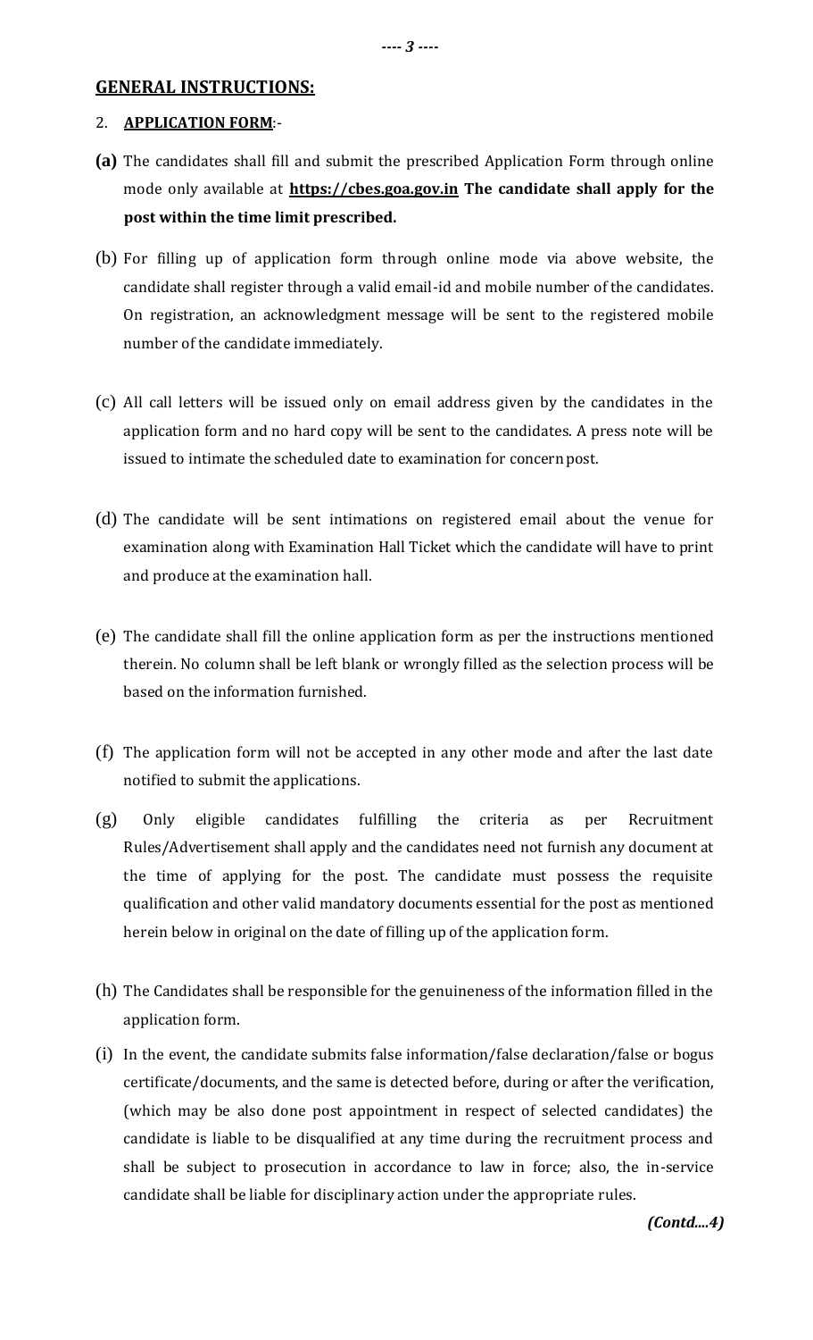## GENERAL INSTRUCTIONS:

2. **APPLICATION FORM**:-

**(a)** The candidates shall fill and submit the prescribed Application Form through online mode only available at **https://cbes.goa.gov.in** **The candidate shall apply for the post within the time limit prescribed.**

(b) For filling up of application form through online mode via above website, the candidate shall register through a valid email-id and mobile number of the candidates. On registration, an acknowledgment message will be sent to the registered mobile number of the candidate immediately.

(c) All call letters will be issued only on email address given by the candidates in the application form and no hard copy will be sent to the candidates. A press note will be issued to intimate the scheduled date to examination for concern post.

(d) The candidate will be sent intimations on registered email about the venue for examination along with Examination Hall Ticket which the candidate will have to print and produce at the examination hall.

(e) The candidate shall fill the online application form as per the instructions mentioned therein. No column shall be left blank or wrongly filled as the selection process will be based on the information furnished.

(f) The application form will not be accepted in any other mode and after the last date notified to submit the applications.

(g) Only eligible candidates fulfilling the criteria as per Recruitment Rules/Advertisement shall apply and the candidates need not furnish any document at the time of applying for the post. The candidate must possess the requisite qualification and other valid mandatory documents essential for the post as mentioned herein below in original on the date of filling up of the application form.

(h) The Candidates shall be responsible for the genuineness of the information filled in the application form.

(i) In the event, the candidate submits false information/false declaration/false or bogus certificate/documents, and the same is detected before, during or after the verification, (which may be also done post appointment in respect of selected candidates) the candidate is liable to be disqualified at any time during the recruitment process and shall be subject to prosecution in accordance to law in force; also, the in-service candidate shall be liable for disciplinary action under the appropriate rules.

***(Contd....4)***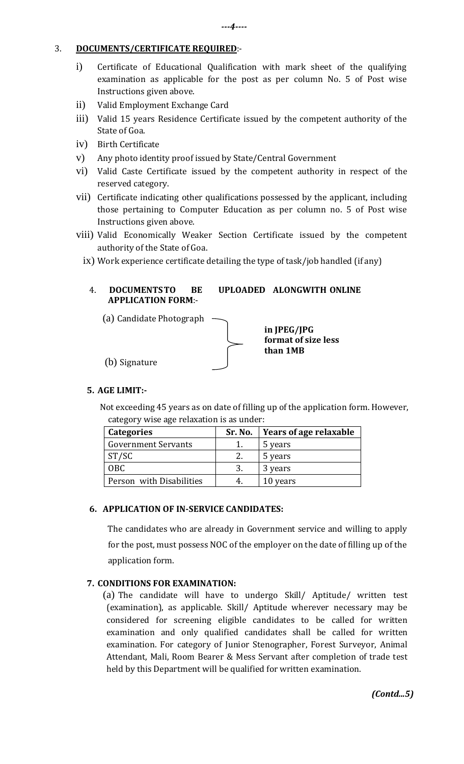3. **DOCUMENTS/CERTIFICATE REQUIRED**:-

   i) Certificate of Educational Qualification with mark sheet of the qualifying examination as applicable for the post as per column No. 5 of Post wise Instructions given above.

   ii) Valid Employment Exchange Card

   iii) Valid 15 years Residence Certificate issued by the competent authority of the State of Goa.

   iv) Birth Certificate

   v) Any photo identity proof issued by State/Central Government

   vi) Valid Caste Certificate issued by the competent authority in respect of the reserved category.

   vii) Certificate indicating other qualifications possessed by the applicant, including those pertaining to Computer Education as per column no. 5 of Post wise Instructions given above.

   viii) Valid Economically Weaker Section Certificate issued by the competent authority of the State of Goa.

   ix) Work experience certificate detailing the type of task/job handled (if any)

4. **DOCUMENTS TO BE UPLOADED ALONGWITH ONLINE APPLICATION FORM**:-

   (a) Candidate Photograph
   
   (b) Signature
   
   } **in JPEG/JPG format of size less than 1MB**

5. **AGE LIMIT:-**

   Not exceeding 45 years as on date of filling up of the application form. However, category wise age relaxation is as under:

| Categories | Sr. No. | Years of age relaxable |
|---|---|---|
| Government Servants | 1. | 5 years |
| ST/SC | 2. | 5 years |
| OBC | 3. | 3 years |
| Person with Disabilities | 4. | 10 years |

6. **APPLICATION OF IN-SERVICE CANDIDATES:**

   The candidates who are already in Government service and willing to apply for the post, must possess NOC of the employer on the date of filling up of the application form.

7. **CONDITIONS FOR EXAMINATION:**

   (a) The candidate will have to undergo Skill/ Aptitude/ written test (examination), as applicable. Skill/ Aptitude wherever necessary may be considered for screening eligible candidates to be called for written examination and only qualified candidates shall be called for written examination. For category of Junior Stenographer, Forest Surveyor, Animal Attendant, Mali, Room Bearer & Mess Servant after completion of trade test held by this Department will be qualified for written examination.

*(Contd...5)*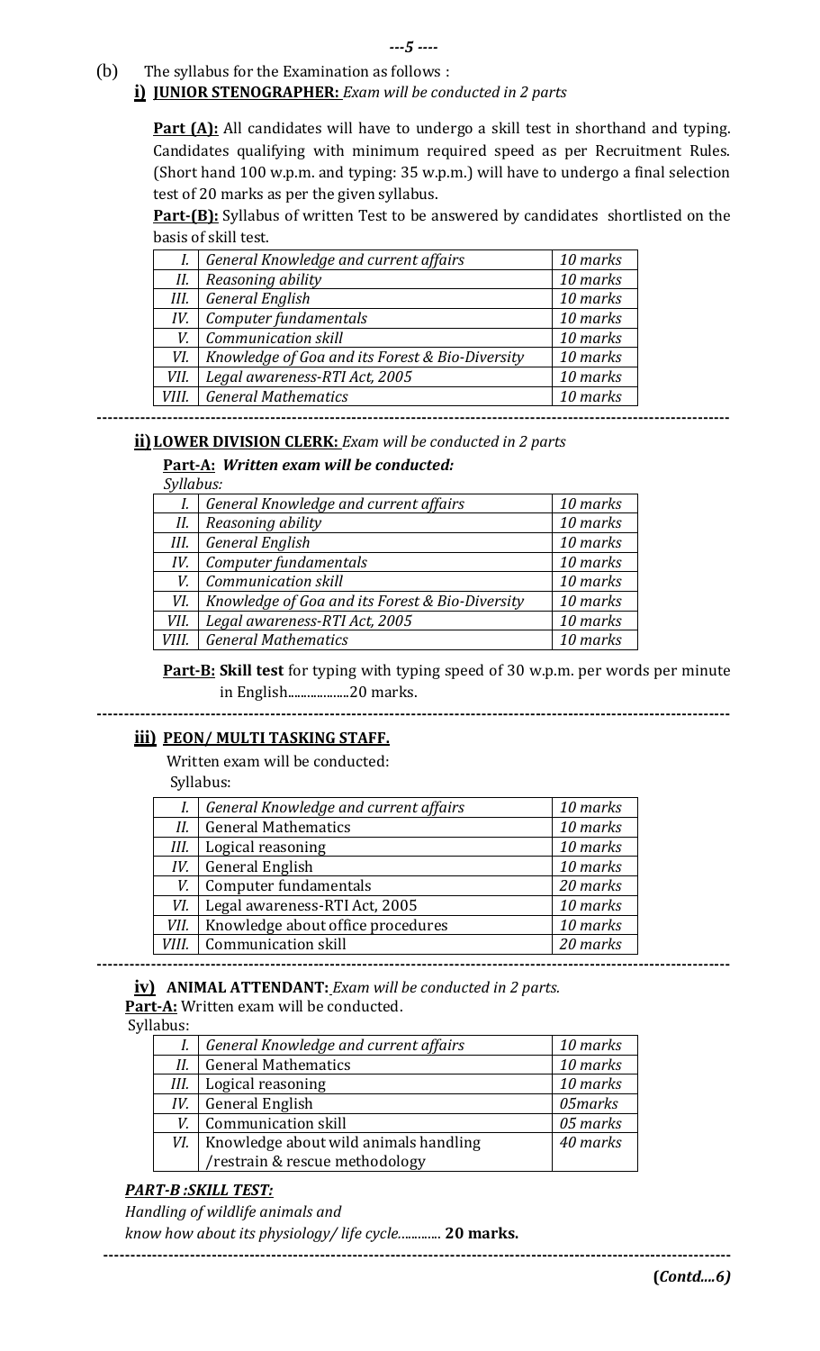(b) The syllabus for the Examination as follows :

**i) JUNIOR STENOGRAPHER:** *Exam will be conducted in 2 parts*

**Part (A):** All candidates will have to undergo a skill test in shorthand and typing. Candidates qualifying with minimum required speed as per Recruitment Rules. (Short hand 100 w.p.m. and typing: 35 w.p.m.) will have to undergo a final selection test of 20 marks as per the given syllabus.

**Part-(B):** Syllabus of written Test to be answered by candidates shortlisted on the basis of skill test.

| | | |
|---|---|---|
| *I.* | *General Knowledge and current affairs* | *10 marks* |
| *II.* | *Reasoning ability* | *10 marks* |
| *III.* | *General English* | *10 marks* |
| *IV.* | *Computer fundamentals* | *10 marks* |
| *V.* | *Communication skill* | *10 marks* |
| *VI.* | *Knowledge of Goa and its Forest & Bio-Diversity* | *10 marks* |
| *VII.* | *Legal awareness-RTI Act, 2005* | *10 marks* |
| *VIII.* | *General Mathematics* | *10 marks* |

---

**ii) LOWER DIVISION CLERK:** *Exam will be conducted in 2 parts*

**Part-A:** ***Written exam will be conducted:***

*Syllabus:*

| | | |
|---|---|---|
| *I.* | *General Knowledge and current affairs* | *10 marks* |
| *II.* | *Reasoning ability* | *10 marks* |
| *III.* | *General English* | *10 marks* |
| *IV.* | *Computer fundamentals* | *10 marks* |
| *V.* | *Communication skill* | *10 marks* |
| *VI.* | *Knowledge of Goa and its Forest & Bio-Diversity* | *10 marks* |
| *VII.* | *Legal awareness-RTI Act, 2005* | *10 marks* |
| *VIII.* | *General Mathematics* | *10 marks* |

**Part-B: Skill test** for typing with typing speed of 30 w.p.m. per words per minute in English...................20 marks.

---

**iii) PEON/ MULTI TASKING STAFF.**

Written exam will be conducted:

Syllabus:

| | | |
|---|---|---|
| *I.* | General Knowledge and current affairs | *10 marks* |
| *II.* | General Mathematics | *10 marks* |
| *III.* | Logical reasoning | *10 marks* |
| *IV.* | General English | *10 marks* |
| *V.* | Computer fundamentals | *20 marks* |
| *VI.* | Legal awareness-RTI Act, 2005 | *10 marks* |
| *VII.* | Knowledge about office procedures | *10 marks* |
| *VIII.* | Communication skill | *20 marks* |

---

**iv) ANIMAL ATTENDANT:** *Exam will be conducted in 2 parts.*

**Part-A:** Written exam will be conducted.

Syllabus:

| | | |
|---|---|---|
| *I.* | *General Knowledge and current affairs* | *10 marks* |
| *II.* | General Mathematics | *10 marks* |
| *III.* | Logical reasoning | *10 marks* |
| *IV.* | General English | *05marks* |
| *V.* | Communication skill | *05 marks* |
| *VI.* | Knowledge about wild animals handling /restrain & rescue methodology | *40 marks* |

***PART-B :SKILL TEST:***

*Handling of wildlife animals and know how about its physiology/ life cycle.............* **20 marks.**

---

**(*Contd....6)***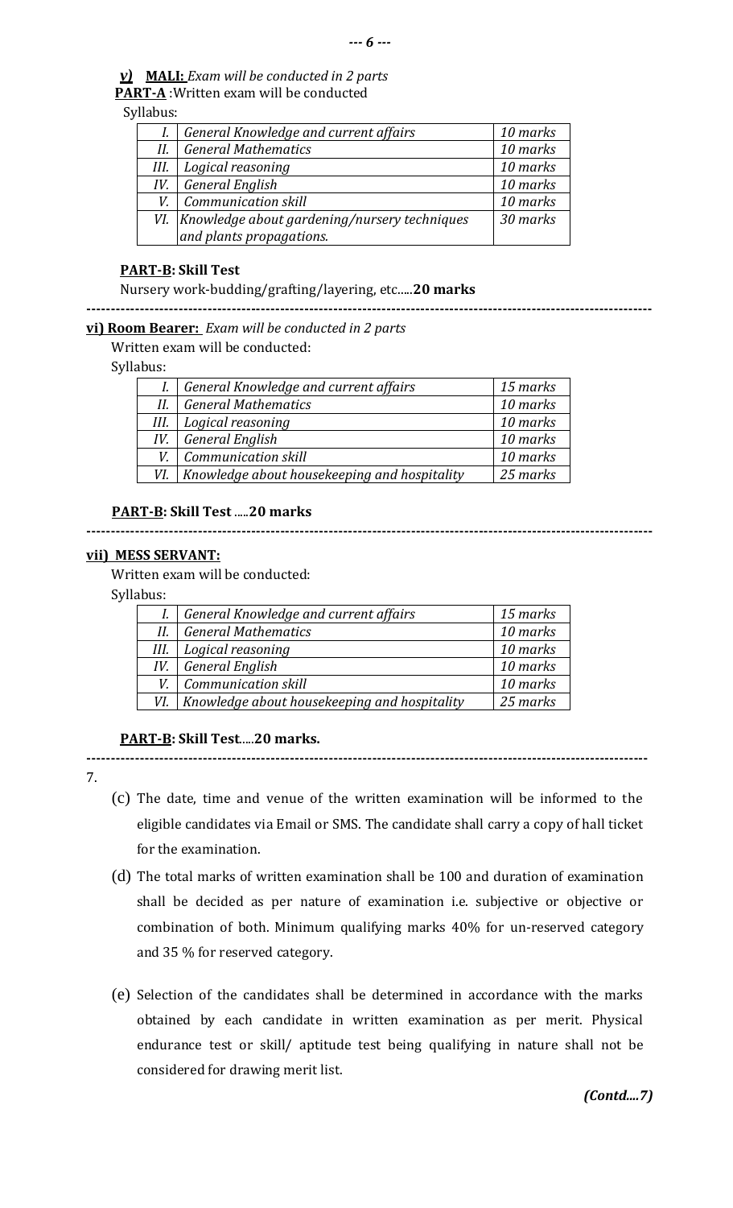**v) MALI:** *Exam will be conducted in 2 parts*

**PART-A** :Written exam will be conducted

Syllabus:

| | | |
|---|---|---|
| *I.* | *General Knowledge and current affairs* | *10 marks* |
| *II.* | *General Mathematics* | *10 marks* |
| *III.* | *Logical reasoning* | *10 marks* |
| *IV.* | *General English* | *10 marks* |
| *V.* | *Communication skill* | *10 marks* |
| *VI.* | *Knowledge about gardening/nursery techniques and plants propagations.* | *30 marks* |

**PART-B: Skill Test**

Nursery work-budding/grafting/layering, etc.....**20 marks**

---

**vi) Room Bearer:** *Exam will be conducted in 2 parts*

Written exam will be conducted:

Syllabus:

| | | |
|---|---|---|
| *I.* | *General Knowledge and current affairs* | *15 marks* |
| *II.* | *General Mathematics* | *10 marks* |
| *III.* | *Logical reasoning* | *10 marks* |
| *IV.* | *General English* | *10 marks* |
| *V.* | *Communication skill* | *10 marks* |
| *VI.* | *Knowledge about housekeeping and hospitality* | *25 marks* |

**PART-B: Skill Test** .....**20 marks**

---

**vii) MESS SERVANT:**

Written exam will be conducted:

Syllabus:

| | | |
|---|---|---|
| *I.* | *General Knowledge and current affairs* | *15 marks* |
| *II.* | *General Mathematics* | *10 marks* |
| *III.* | *Logical reasoning* | *10 marks* |
| *IV.* | *General English* | *10 marks* |
| *V.* | *Communication skill* | *10 marks* |
| *VI.* | *Knowledge about housekeeping and hospitality* | *25 marks* |

**PART-B: Skill Test**.....**20 marks.**

---

7.

(c) The date, time and venue of the written examination will be informed to the eligible candidates via Email or SMS. The candidate shall carry a copy of hall ticket for the examination.

(d) The total marks of written examination shall be 100 and duration of examination shall be decided as per nature of examination i.e. subjective or objective or combination of both. Minimum qualifying marks 40% for un-reserved category and 35 % for reserved category.

(e) Selection of the candidates shall be determined in accordance with the marks obtained by each candidate in written examination as per merit. Physical endurance test or skill/ aptitude test being qualifying in nature shall not be considered for drawing merit list.

***(Contd....7)***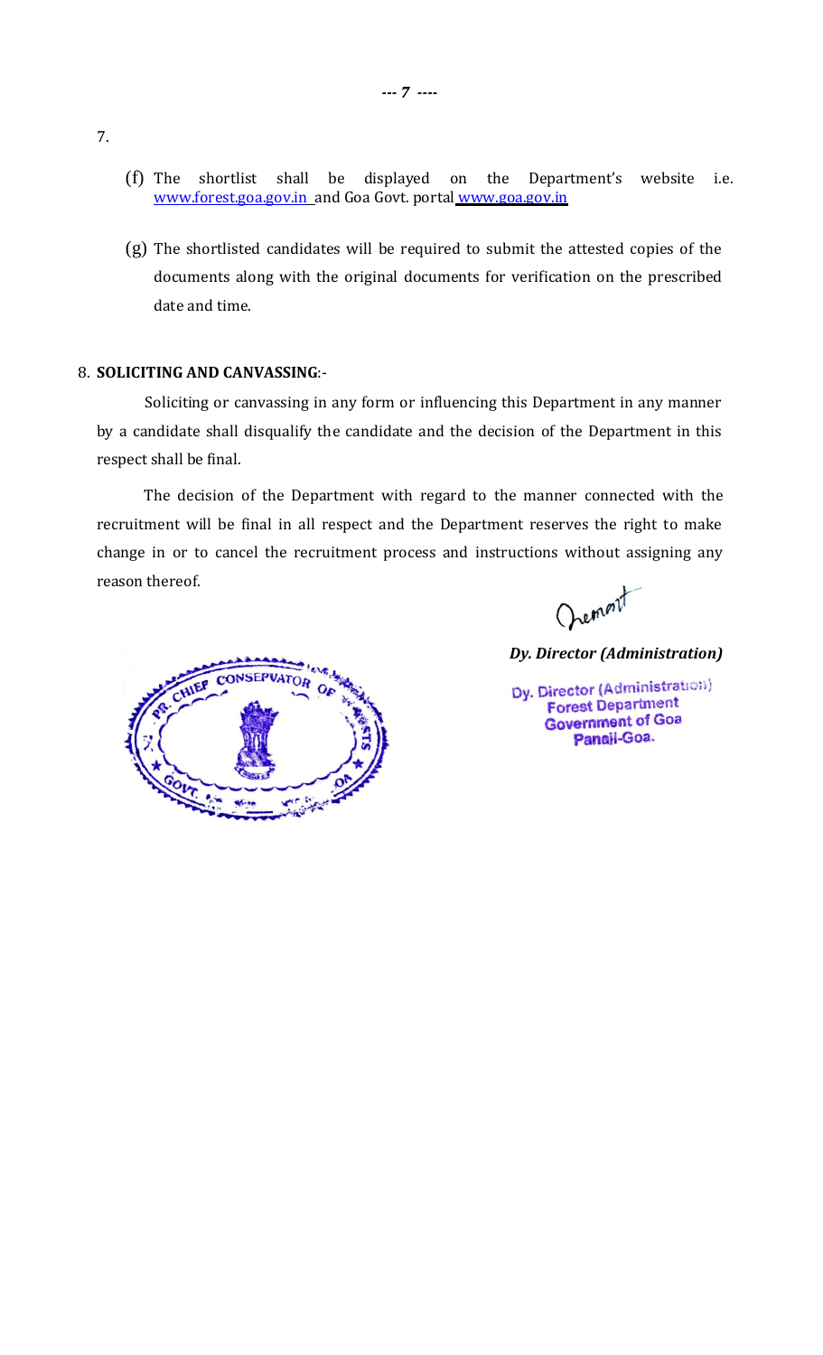7.

(f) The shortlist shall be displayed on the Department's website i.e. www.forest.goa.gov.in and Goa Govt. portal www.goa.gov.in

(g) The shortlisted candidates will be required to submit the attested copies of the documents along with the original documents for verification on the prescribed date and time.

8. **SOLICITING AND CANVASSING**:-

Soliciting or canvassing in any form or influencing this Department in any manner by a candidate shall disqualify the candidate and the decision of the Department in this respect shall be final.

The decision of the Department with regard to the manner connected with the recruitment will be final in all respect and the Department reserves the right to make change in or to cancel the recruitment process and instructions without assigning any reason thereof.

***Dy. Director (Administration)***

Dy. Director (Administration)
Forest Department
Government of Goa
Panaji-Goa.